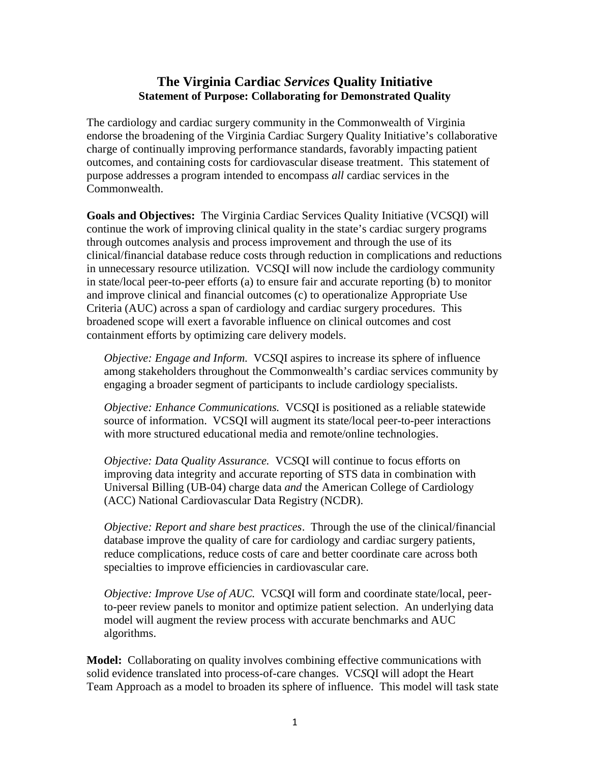# The Virginia Cardiac *Services* Quality Initiative

## Statement of Purpose: Collaborating for Demonstrated Quality

The cardiology and cardiac surgery community in the Commonwealth of Virginia endorse the broadening of the Virginia Cardiac Surgery Quality Initiative's collaborative charge of continually improving performance standards, favorably impacting patient outcomes, and containing costs for cardiovascular disease treatment. This statement of purpose addresses a program intended to encompass *all* cardiac services in the Commonwealth.

**Goals and Objectives:** The Virginia Cardiac Services Quality Initiative (VC*S*QI) will continue the work of improving clinical quality in the state's cardiac surgery programs through outcomes analysis and process improvement and through the use of its clinical/financial database reduce costs through reduction in complications and reductions in unnecessary resource utilization. VC*S*QI will now include the cardiology community in state/local peer-to-peer efforts (a) to ensure fair and accurate reporting (b) to monitor and improve clinical and financial outcomes (c) to operationalize Appropriate Use Criteria (AUC) across a span of cardiology and cardiac surgery procedures. This broadened scope will exert a favorable influence on clinical outcomes and cost containment efforts by optimizing care delivery models.

> *Objective: Engage and Inform.* VC*S*QI aspires to increase its sphere of influence among stakeholders throughout the Commonwealth's cardiac services community by engaging a broader segment of participants to include cardiology specialists.
>
> *Objective: Enhance Communications.* VC*S*QI is positioned as a reliable statewide source of information. VCSQI will augment its state/local peer-to-peer interactions with more structured educational media and remote/online technologies.
>
> *Objective: Data Quality Assurance.* VC*S*QI will continue to focus efforts on improving data integrity and accurate reporting of STS data in combination with Universal Billing (UB-04) charge data *and* the American College of Cardiology (ACC) National Cardiovascular Data Registry (NCDR).
>
> *Objective: Report and share best practices*. Through the use of the clinical/financial database improve the quality of care for cardiology and cardiac surgery patients, reduce complications, reduce costs of care and better coordinate care across both specialties to improve efficiencies in cardiovascular care.
>
> *Objective: Improve Use of AUC.* VC*S*QI will form and coordinate state/local, peer-to-peer review panels to monitor and optimize patient selection. An underlying data model will augment the review process with accurate benchmarks and AUC algorithms.

**Model:** Collaborating on quality involves combining effective communications with solid evidence translated into process-of-care changes. VC*S*QI will adopt the Heart Team Approach as a model to broaden its sphere of influence. This model will task state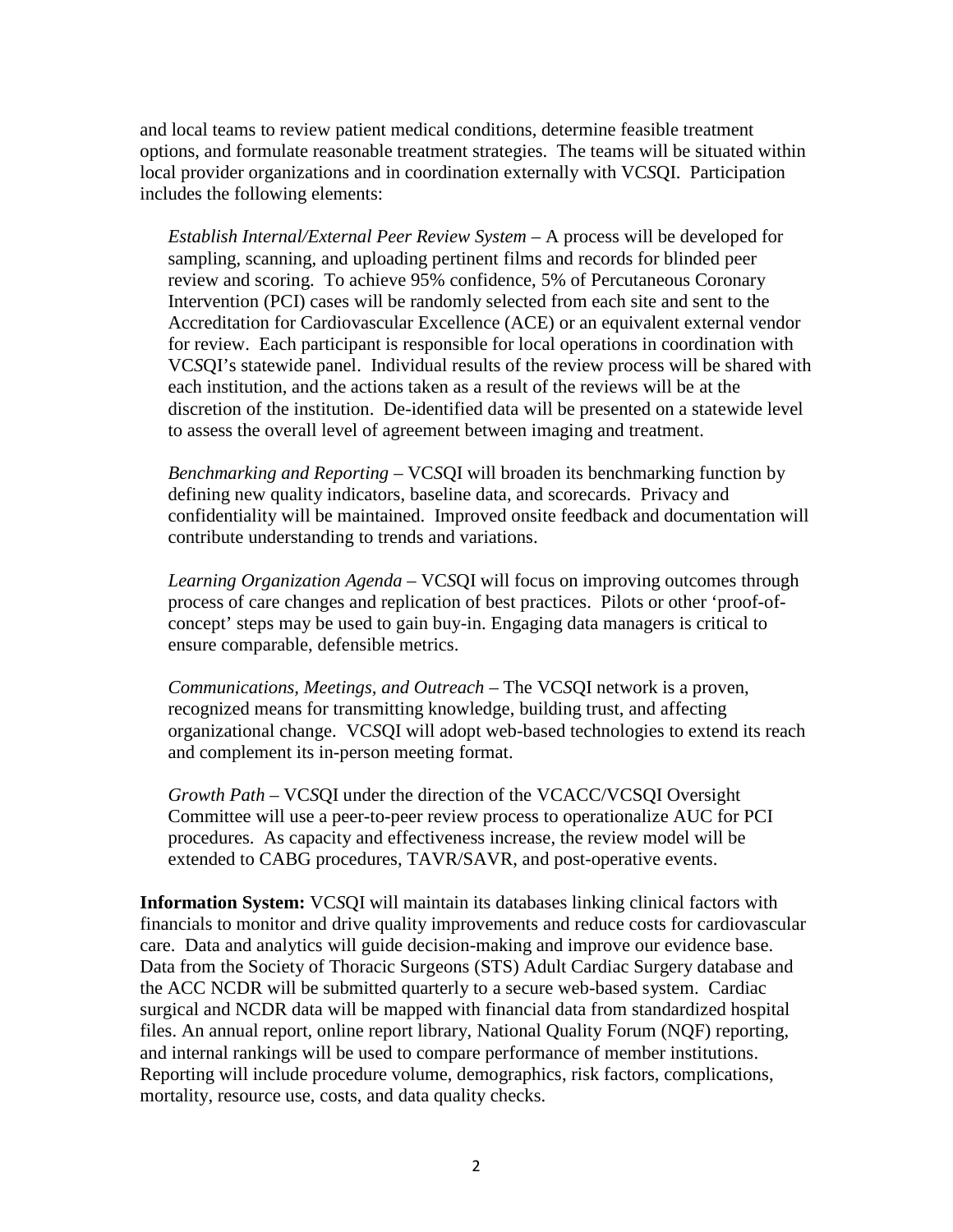and local teams to review patient medical conditions, determine feasible treatment options, and formulate reasonable treatment strategies. The teams will be situated within local provider organizations and in coordination externally with VCSQI. Participation includes the following elements:

*Establish Internal/External Peer Review System* – A process will be developed for sampling, scanning, and uploading pertinent films and records for blinded peer review and scoring. To achieve 95% confidence, 5% of Percutaneous Coronary Intervention (PCI) cases will be randomly selected from each site and sent to the Accreditation for Cardiovascular Excellence (ACE) or an equivalent external vendor for review. Each participant is responsible for local operations in coordination with VCSQI's statewide panel. Individual results of the review process will be shared with each institution, and the actions taken as a result of the reviews will be at the discretion of the institution. De-identified data will be presented on a statewide level to assess the overall level of agreement between imaging and treatment.

*Benchmarking and Reporting* – VCSQI will broaden its benchmarking function by defining new quality indicators, baseline data, and scorecards. Privacy and confidentiality will be maintained. Improved onsite feedback and documentation will contribute understanding to trends and variations.

*Learning Organization Agenda* – VCSQI will focus on improving outcomes through process of care changes and replication of best practices. Pilots or other 'proof-of-concept' steps may be used to gain buy-in. Engaging data managers is critical to ensure comparable, defensible metrics.

*Communications, Meetings, and Outreach* – The VCSQI network is a proven, recognized means for transmitting knowledge, building trust, and affecting organizational change. VCSQI will adopt web-based technologies to extend its reach and complement its in-person meeting format.

*Growth Path* – VCSQI under the direction of the VCACC/VCSQI Oversight Committee will use a peer-to-peer review process to operationalize AUC for PCI procedures. As capacity and effectiveness increase, the review model will be extended to CABG procedures, TAVR/SAVR, and post-operative events.

**Information System:** VCSQI will maintain its databases linking clinical factors with financials to monitor and drive quality improvements and reduce costs for cardiovascular care. Data and analytics will guide decision-making and improve our evidence base. Data from the Society of Thoracic Surgeons (STS) Adult Cardiac Surgery database and the ACC NCDR will be submitted quarterly to a secure web-based system. Cardiac surgical and NCDR data will be mapped with financial data from standardized hospital files. An annual report, online report library, National Quality Forum (NQF) reporting, and internal rankings will be used to compare performance of member institutions. Reporting will include procedure volume, demographics, risk factors, complications, mortality, resource use, costs, and data quality checks.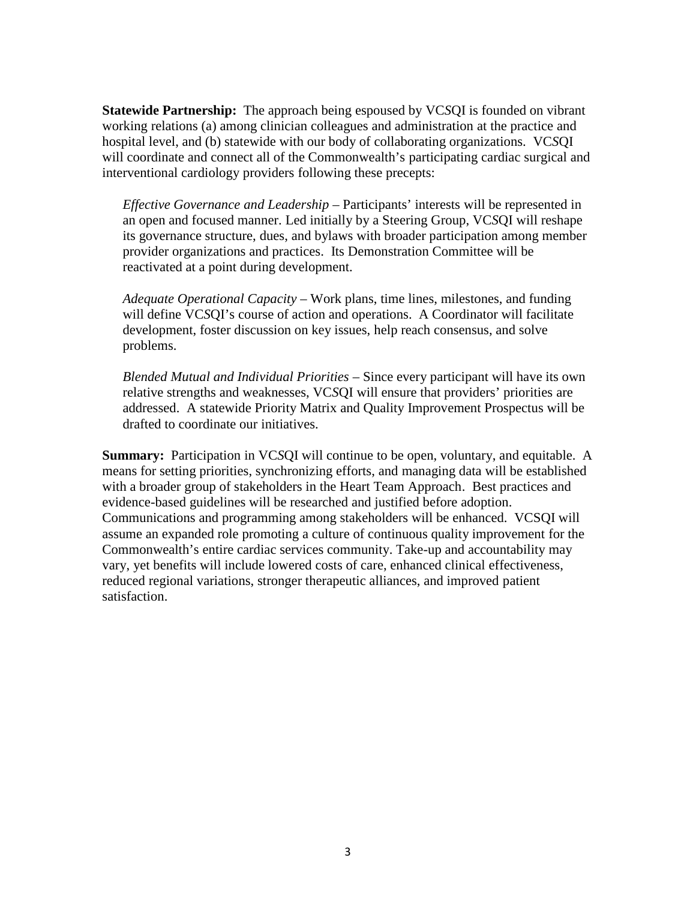**Statewide Partnership:** The approach being espoused by VC*S*QI is founded on vibrant working relations (a) among clinician colleagues and administration at the practice and hospital level, and (b) statewide with our body of collaborating organizations. VC*S*QI will coordinate and connect all of the Commonwealth's participating cardiac surgical and interventional cardiology providers following these precepts:

> *Effective Governance and Leadership* – Participants' interests will be represented in an open and focused manner. Led initially by a Steering Group, VC*S*QI will reshape its governance structure, dues, and bylaws with broader participation among member provider organizations and practices. Its Demonstration Committee will be reactivated at a point during development.
>
> *Adequate Operational Capacity* – Work plans, time lines, milestones, and funding will define VC*S*QI's course of action and operations. A Coordinator will facilitate development, foster discussion on key issues, help reach consensus, and solve problems.
>
> *Blended Mutual and Individual Priorities* – Since every participant will have its own relative strengths and weaknesses, VC*S*QI will ensure that providers' priorities are addressed. A statewide Priority Matrix and Quality Improvement Prospectus will be drafted to coordinate our initiatives.

**Summary:** Participation in VC*S*QI will continue to be open, voluntary, and equitable. A means for setting priorities, synchronizing efforts, and managing data will be established with a broader group of stakeholders in the Heart Team Approach. Best practices and evidence-based guidelines will be researched and justified before adoption. Communications and programming among stakeholders will be enhanced. VCSQI will assume an expanded role promoting a culture of continuous quality improvement for the Commonwealth's entire cardiac services community. Take-up and accountability may vary, yet benefits will include lowered costs of care, enhanced clinical effectiveness, reduced regional variations, stronger therapeutic alliances, and improved patient satisfaction.